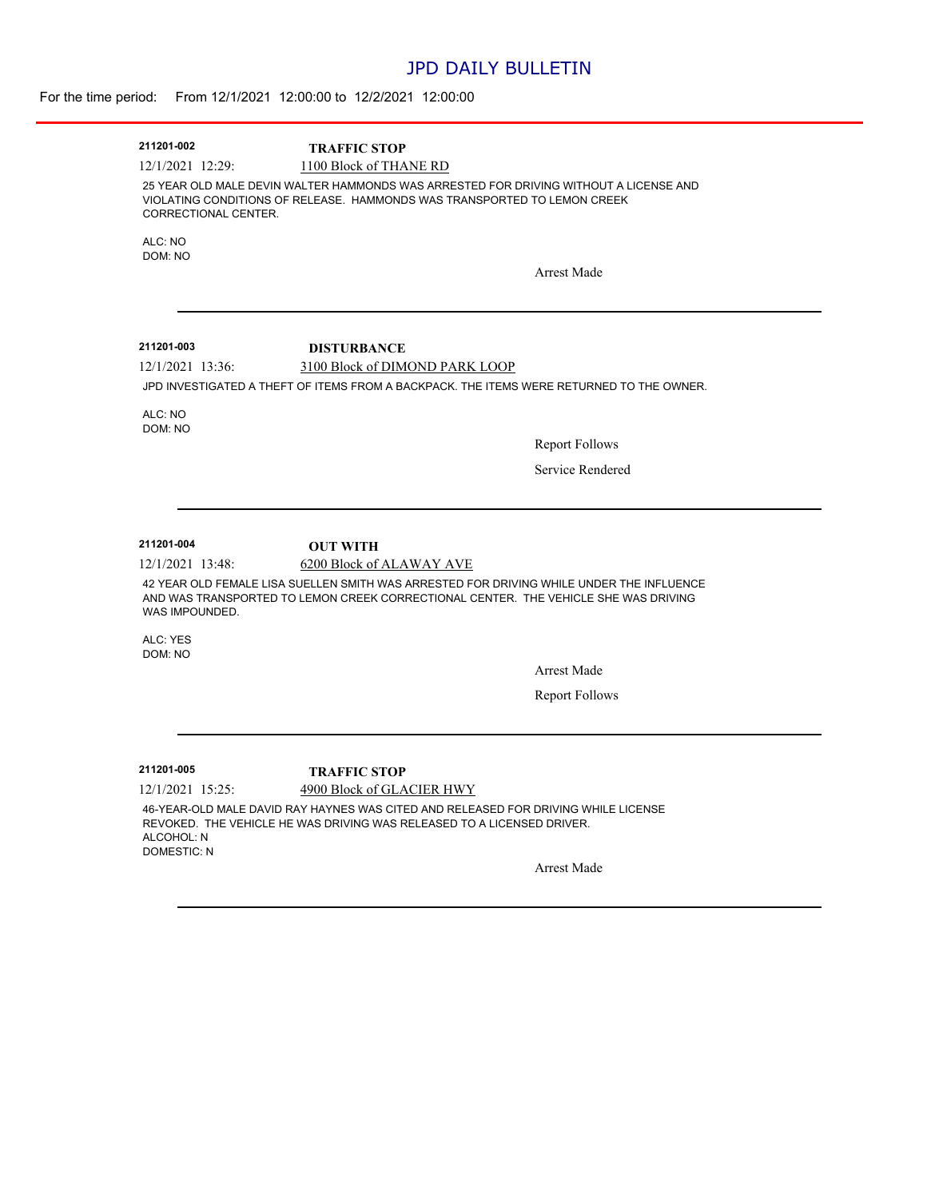# JPD DAILY BULLETIN

For the time period: From 12/1/2021 12:00:00 to 12/2/2021 12:00:00

---

**211201-002** **TRADFIC STOP**

12/1/2021 12:29: 1100 Block of THANE RD

25 YEAR OLD MALE DEVIN WALTER HAMMONDS WAS ARRESTED FOR DRIVING WITHOUT A LICENSE AND VIOLATING CONDITIONS OF RELEASE. HAMMONDS WAS TRANSPORTED TO LEMON CREEK CORRECTIONAL CENTER.

ALC: NO
DOM: NO

Arrest Made

---

**211201-003** **DISTURBANCE**

12/1/2021 13:36: 3100 Block of DIMOND PARK LOOP

JPD INVESTIGATED A THEFT OF ITEMS FROM A BACKPACK. THE ITEMS WERE RETURNED TO THE OWNER.

ALC: NO
DOM: NO

Report Follows

Service Rendered

---

**211201-004** **OUT WITH**

12/1/2021 13:48: 6200 Block of ALAWAY AVE

42 YEAR OLD FEMALE LISA SUELLEN SMITH WAS ARRESTED FOR DRIVING WHILE UNDER THE INFLUENCE AND WAS TRANSPORTED TO LEMON CREEK CORRECTIONAL CENTER. THE VEHICLE SHE WAS DRIVING WAS IMPOUNDED.

ALC: YES
DOM: NO

Arrest Made

Report Follows

---

**211201-005** **TRAFFIC STOP**

12/1/2021 15:25: 4900 Block of GLACIER HWY

46-YEAR-OLD MALE DAVID RAY HAYNES WAS CITED AND RELEASED FOR DRIVING WHILE LICENSE REVOKED. THE VEHICLE HE WAS DRIVING WAS RELEASED TO A LICENSED DRIVER.
ALCOHOL: N
DOMESTIC: N

Arrest Made

---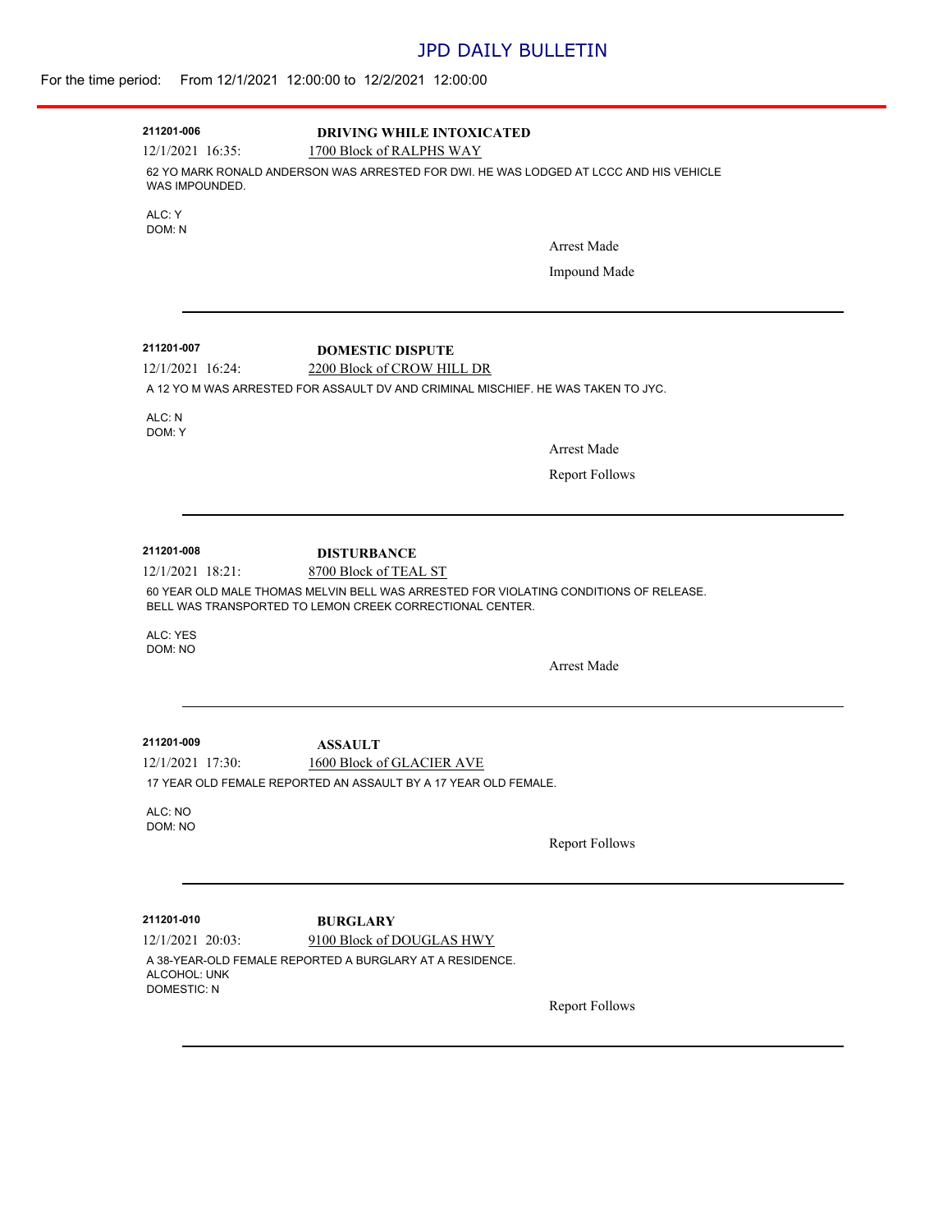# JPD DAILY BULLETIN

For the time period: From 12/1/2021 12:00:00 to 12/2/2021 12:00:00

---

**211201-006** **DRIVING WHILE INTOXICATED**

12/1/2021 16:35: 1700 Block of RALPHS WAY

62 YO MARK RONALD ANDERSON WAS ARRESTED FOR DWI. HE WAS LODGED AT LCCC AND HIS VEHICLE WAS IMPOUNDED.

ALC: Y
DOM: N

Arrest Made

Impound Made

---

**211201-007** **DOMESTIC DISPUTE**

12/1/2021 16:24: 2200 Block of CROW HILL DR

A 12 YO M WAS ARRESTED FOR ASSAULT DV AND CRIMINAL MISCHIEF. HE WAS TAKEN TO JYC.

ALC: N
DOM: Y

Arrest Made

Report Follows

---

**211201-008** **DISTURBANCE**

12/1/2021 18:21: 8700 Block of TEAL ST

60 YEAR OLD MALE THOMAS MELVIN BELL WAS ARRESTED FOR VIOLATING CONDITIONS OF RELEASE. BELL WAS TRANSPORTED TO LEMON CREEK CORRECTIONAL CENTER.

ALC: YES
DOM: NO

Arrest Made

---

**211201-009** **ASSAULT**

12/1/2021 17:30: 1600 Block of GLACIER AVE

17 YEAR OLD FEMALE REPORTED AN ASSAULT BY A 17 YEAR OLD FEMALE.

ALC: NO
DOM: NO

Report Follows

---

**211201-010** **BURGLARY**

12/1/2021 20:03: 9100 Block of DOUGLAS HWY

A 38-YEAR-OLD FEMALE REPORTED A BURGLARY AT A RESIDENCE.
ALCOHOL: UNK
DOMESTIC: N

Report Follows

---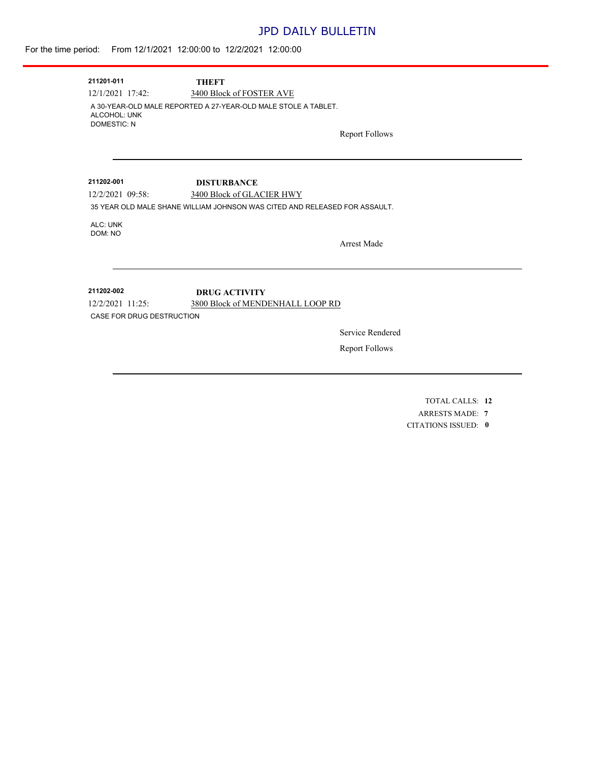# JPD DAILY BULLETIN

For the time period: From 12/1/2021 12:00:00 to 12/2/2021 12:00:00

---

**211201-011** **THEFT**

12/1/2021 17:42: 3400 Block of FOSTER AVE

A 30-YEAR-OLD MALE REPORTED A 27-YEAR-OLD MALE STOLE A TABLET.
ALCOHOL: UNK
DOMESTIC: N

Report Follows

---

**211202-001** **DISTURBANCE**

12/2/2021 09:58: 3400 Block of GLACIER HWY

35 YEAR OLD MALE SHANE WILLIAM JOHNSON WAS CITED AND RELEASED FOR ASSAULT.

ALC: UNK
DOM: NO

Arrest Made

---

**211202-002** **DRUG ACTIVITY**

12/2/2021 11:25: 3800 Block of MENDENHALL LOOP RD

CASE FOR DRUG DESTRUCTION

Service Rendered

Report Follows

---

TOTAL CALLS: **12**

ARRESTS MADE: **7**

CITATIONS ISSUED: **0**